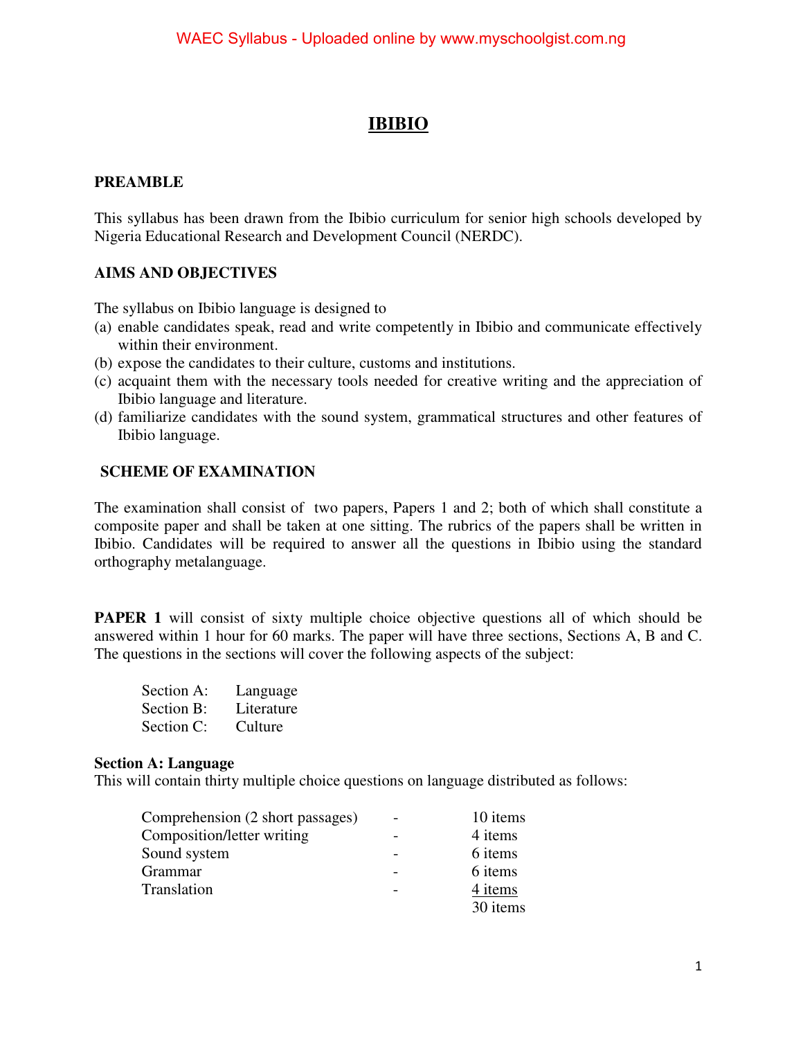# IBIBIO

## PREAMBLE

This syllabus has been drawn from the Ibibio curriculum for senior high schools developed by Nigeria Educational Research and Development Council (NERDC).

## AIMS AND OBJECTIVES

The syllabus on Ibibio language is designed to

(a) enable candidates speak, read and write competently in Ibibio and communicate effectively within their environment.
(b) expose the candidates to their culture, customs and institutions.
(c) acquaint them with the necessary tools needed for creative writing and the appreciation of Ibibio language and literature.
(d) familiarize candidates with the sound system, grammatical structures and other features of Ibibio language.

## SCHEME OF EXAMINATION

The examination shall consist of two papers, Papers 1 and 2; both of which shall constitute a composite paper and shall be taken at one sitting. The rubrics of the papers shall be written in Ibibio. Candidates will be required to answer all the questions in Ibibio using the standard orthography metalanguage.

**PAPER 1** will consist of sixty multiple choice objective questions all of which should be answered within 1 hour for 60 marks. The paper will have three sections, Sections A, B and C. The questions in the sections will cover the following aspects of the subject:

Section A: Language
Section B: Literature
Section C: Culture

**Section A: Language**
This will contain thirty multiple choice questions on language distributed as follows:

| | | |
|---|---|---|
| Comprehension (2 short passages) | - | 10 items |
| Composition/letter writing | - | 4 items |
| Sound system | - | 6 items |
| Grammar | - | 6 items |
| Translation | - | 4 items |
| | | 30 items |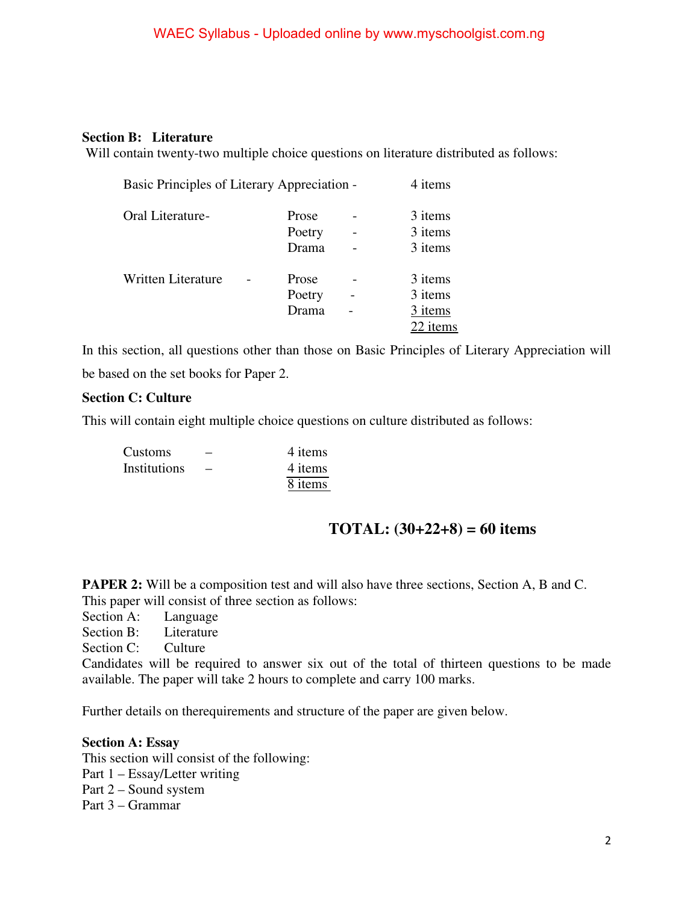**Section B: Literature**

Will contain twenty-two multiple choice questions on literature distributed as follows:

| | | |
|---|---|---|
| Basic Principles of Literary Appreciation - | | 4 items |
| Oral Literature- | Prose - | 3 items |
| | Poetry - | 3 items |
| | Drama - | 3 items |
| Written Literature - | Prose - | 3 items |
| | Poetry - | 3 items |
| | Drama - | 3 items |
| | | 22 items |

In this section, all questions other than those on Basic Principles of Literary Appreciation will be based on the set books for Paper 2.

**Section C: Culture**

This will contain eight multiple choice questions on culture distributed as follows:

| | |
|---|---|
| Customs – | 4 items |
| Institutions – | 4 items |
| | 8 items |

**TOTAL: (30+22+8) = 60 items**

**PAPER 2:** Will be a composition test and will also have three sections, Section A, B and C.
This paper will consist of three section as follows:

Section A: Language
Section B: Literature
Section C: Culture

Candidates will be required to answer six out of the total of thirteen questions to be made available. The paper will take 2 hours to complete and carry 100 marks.

Further details on therequirements and structure of the paper are given below.

**Section A: Essay**

This section will consist of the following:

Part 1 – Essay/Letter writing
Part 2 – Sound system
Part 3 – Grammar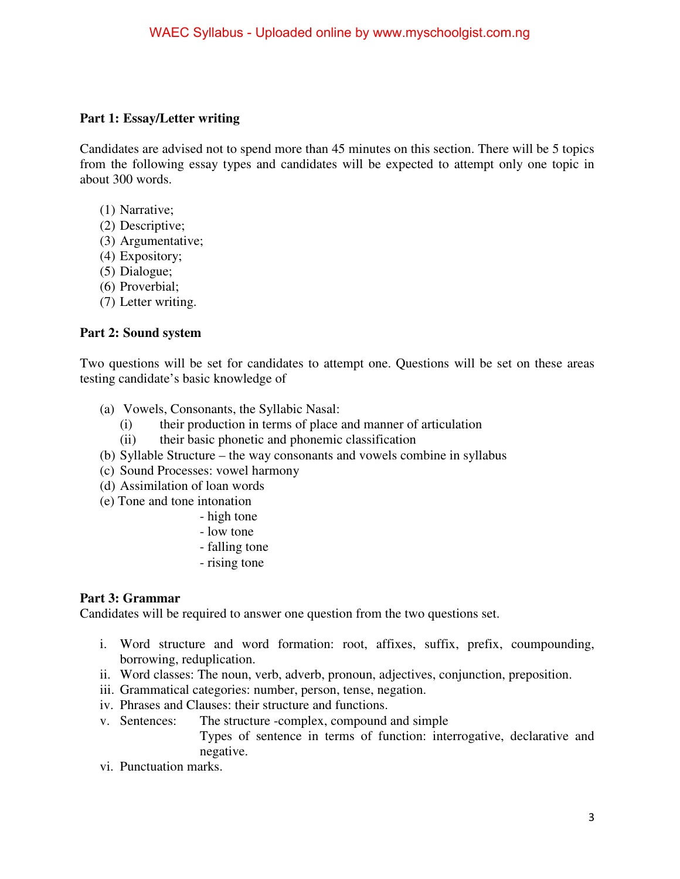**Part 1: Essay/Letter writing**

Candidates are advised not to spend more than 45 minutes on this section. There will be 5 topics from the following essay types and candidates will be expected to attempt only one topic in about 300 words.

(1) Narrative;
(2) Descriptive;
(3) Argumentative;
(4) Expository;
(5) Dialogue;
(6) Proverbial;
(7) Letter writing.

**Part 2: Sound system**

Two questions will be set for candidates to attempt one. Questions will be set on these areas testing candidate's basic knowledge of

(a) Vowels, Consonants, the Syllabic Nasal:
  (i) their production in terms of place and manner of articulation
  (ii) their basic phonetic and phonemic classification
(b) Syllable Structure – the way consonants and vowels combine in syllabus
(c) Sound Processes: vowel harmony
(d) Assimilation of loan words
(e) Tone and tone intonation
  - high tone
  - low tone
  - falling tone
  - rising tone

**Part 3: Grammar**

Candidates will be required to answer one question from the two questions set.

i. Word structure and word formation: root, affixes, suffix, prefix, coumpounding, borrowing, reduplication.
ii. Word classes: The noun, verb, adverb, pronoun, adjectives, conjunction, preposition.
iii. Grammatical categories: number, person, tense, negation.
iv. Phrases and Clauses: their structure and functions.
v. Sentences: The structure -complex, compound and simple
  Types of sentence in terms of function: interrogative, declarative and negative.
vi. Punctuation marks.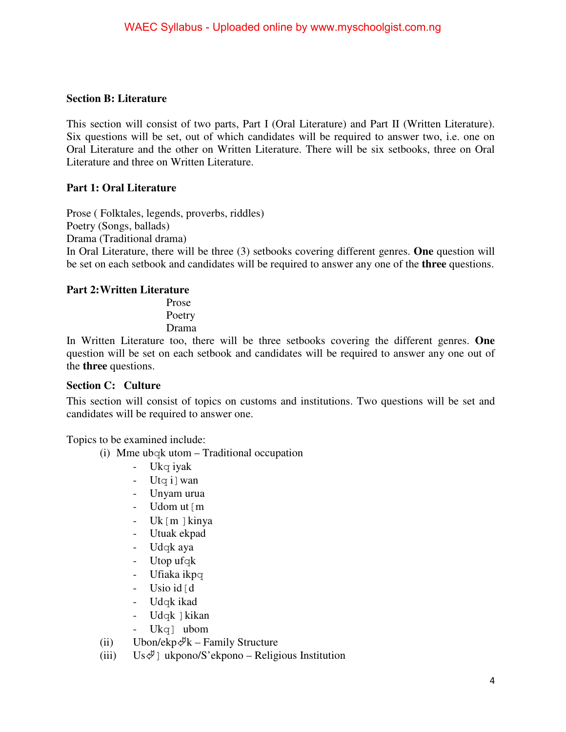**Section B: Literature**

This section will consist of two parts, Part I (Oral Literature) and Part II (Written Literature). Six questions will be set, out of which candidates will be required to answer two, i.e. one on Oral Literature and the other on Written Literature. There will be six setbooks, three on Oral Literature and three on Written Literature.

**Part 1: Oral Literature**

Prose ( Folktales, legends, proverbs, riddles)
Poetry (Songs, ballads)
Drama (Traditional drama)
In Oral Literature, there will be three (3) setbooks covering different genres. **One** question will be set on each setbook and candidates will be required to answer any one of the **three** questions.

**Part 2: Written Literature**

Prose
Poetry
Drama

In Written Literature too, there will be three setbooks covering the different genres. **One** question will be set on each setbook and candidates will be required to answer any one out of the **three** questions.

**Section C: Culture**

This section will consist of topics on customs and institutions. Two questions will be set and candidates will be required to answer one.

Topics to be examined include:

(i) Mme ubqk utom – Traditional occupation
- Ukq iyak
- Utq i] wan
- Unyam urua
- Udom ut[m
- Uk[m ]kinya
- Utuak ekpad
- Udqk aya
- Utop ufqk
- Ufiaka ikpq
- Usio id[d
- Udqk ikad
- Udqk ]kikan
- Ukq] ubom

(ii) Ubon/ekp⩞k – Family Structure

(iii) Us⩞] ukpono/S'ekpono – Religious Institution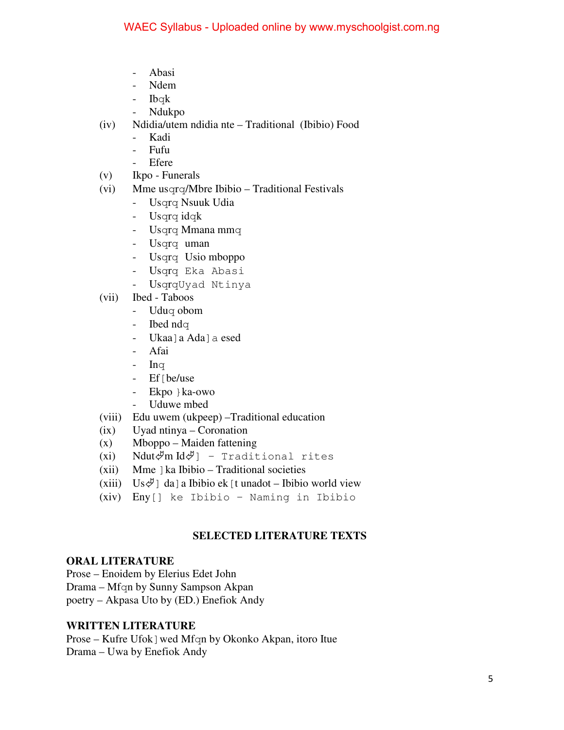- Abasi
- Ndem
- Ibqk
- Ndukpo

(iv) Ndidia/utem ndidia nte – Traditional (Ibibio) Food
- Kadi
- Fufu
- Efere

(v) Ikpo - Funerals

(vi) Mme usqrq/Mbre Ibibio – Traditional Festivals
- Usqrq Nsuuk Udia
- Usqrq idqk
- Usqrq Mmana mmq
- Usqrq uman
- Usqrq Usio mboppo
- Usqrq Eka Abasi
- UsqrqUyad Ntinya

(vii) Ibed - Taboos
- Uduq obom
- Ibed ndq
- Ukaa]a Ada]a esed
- Afai
- Inq
- Ef[be/use
- Ekpo }ka-owo
- Uduwe mbed

(viii) Edu uwem (ukpeep) –Traditional education

(ix) Uyad ntinya – Coronation

(x) Mboppo – Maiden fattening

(xi) Ndut࿂m Id࿂] - Traditional rites

(xii) Mme ]ka Ibibio – Traditional societies

(xiii) Us࿂] da]a Ibibio ek[t unadot – Ibibio world view

(xiv) Eny[] ke Ibibio – Naming in Ibibio

## SELECTED LITERATURE TEXTS

### ORAL LITERATURE

Prose – Enoidem by Elerius Edet John
Drama – Mfqn by Sunny Sampson Akpan
poetry – Akpasa Uto by (ED.) Enefiok Andy

### WRITTEN LITERATURE

Prose – Kufre Ufok]wed Mfqn by Okonko Akpan, itoro Itue
Drama – Uwa by Enefiok Andy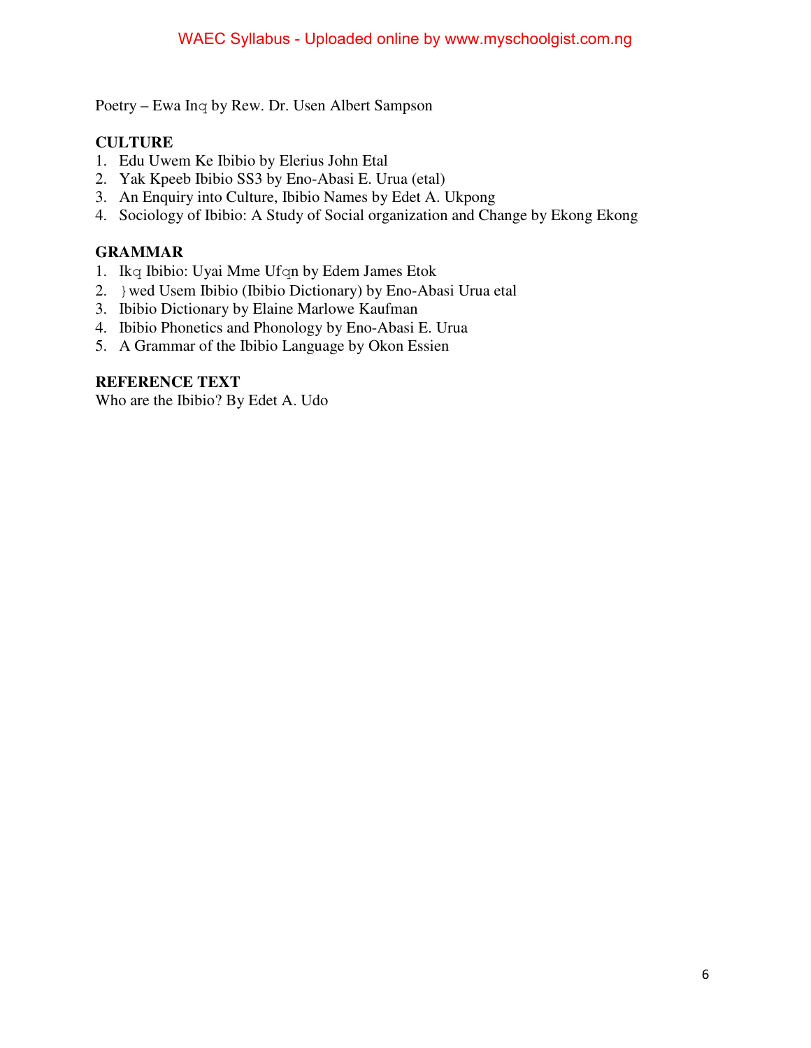Poetry – Ewa Inɔ by Rew. Dr. Usen Albert Sampson

**CULTURE**

1. Edu Uwem Ke Ibibio by Elerius John Etal
2. Yak Kpeeb Ibibio SS3 by Eno-Abasi E. Urua (etal)
3. An Enquiry into Culture, Ibibio Names by Edet A. Ukpong
4. Sociology of Ibibio: A Study of Social organization and Change by Ekong Ekong

**GRAMMAR**

1. Ikɔ Ibibio: Uyai Mme Ufɔn by Edem James Etok
2. }wed Usem Ibibio (Ibibio Dictionary) by Eno-Abasi Urua etal
3. Ibibio Dictionary by Elaine Marlowe Kaufman
4. Ibibio Phonetics and Phonology by Eno-Abasi E. Urua
5. A Grammar of the Ibibio Language by Okon Essien

**REFERENCE TEXT**

Who are the Ibibio? By Edet A. Udo